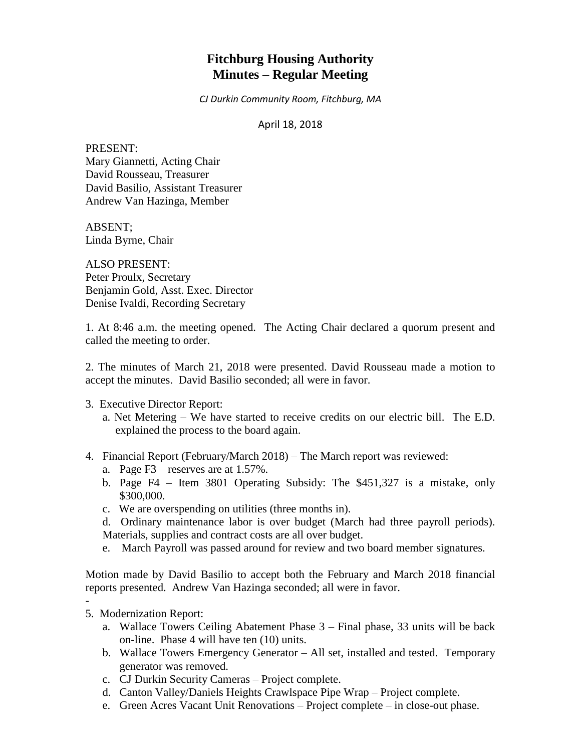# Fitchburg Housing Authority
# Minutes – Regular Meeting

*CJ Durkin Community Room, Fitchburg, MA*

April 18, 2018

PRESENT:
Mary Giannetti, Acting Chair
David Rousseau, Treasurer
David Basilio, Assistant Treasurer
Andrew Van Hazinga, Member

ABSENT;
Linda Byrne, Chair

ALSO PRESENT:
Peter Proulx, Secretary
Benjamin Gold, Asst. Exec. Director
Denise Ivaldi, Recording Secretary

1. At 8:46 a.m. the meeting opened. The Acting Chair declared a quorum present and called the meeting to order.

2. The minutes of March 21, 2018 were presented. David Rousseau made a motion to accept the minutes. David Basilio seconded; all were in favor.

3. Executive Director Report:
   a. Net Metering – We have started to receive credits on our electric bill. The E.D. explained the process to the board again.

4. Financial Report (February/March 2018) – The March report was reviewed:
   a. Page F3 – reserves are at 1.57%.
   b. Page F4 – Item 3801 Operating Subsidy: The $451,327 is a mistake, only $300,000.
   c. We are overspending on utilities (three months in).
   d. Ordinary maintenance labor is over budget (March had three payroll periods). Materials, supplies and contract costs are all over budget.
   e. March Payroll was passed around for review and two board member signatures.

Motion made by David Basilio to accept both the February and March 2018 financial reports presented. Andrew Van Hazinga seconded; all were in favor.

-

5. Modernization Report:
   a. Wallace Towers Ceiling Abatement Phase 3 – Final phase, 33 units will be back on-line. Phase 4 will have ten (10) units.
   b. Wallace Towers Emergency Generator – All set, installed and tested. Temporary generator was removed.
   c. CJ Durkin Security Cameras – Project complete.
   d. Canton Valley/Daniels Heights Crawlspace Pipe Wrap – Project complete.
   e. Green Acres Vacant Unit Renovations – Project complete – in close-out phase.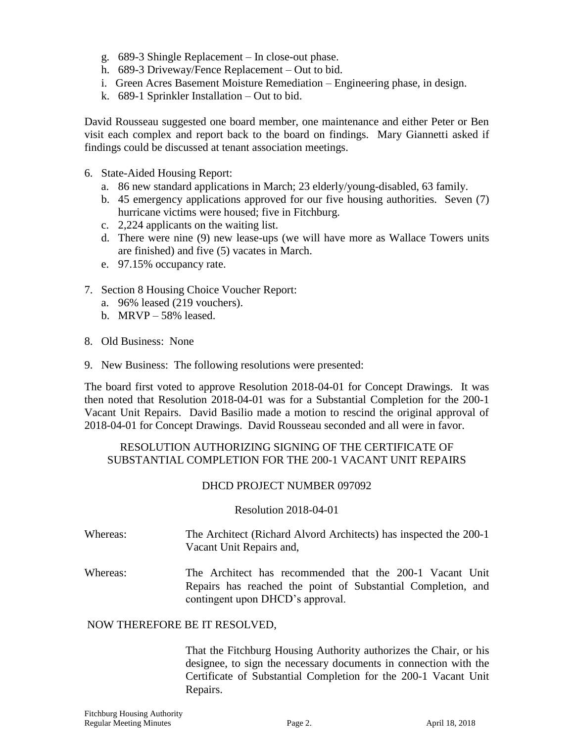g. 689-3 Shingle Replacement – In close-out phase.
h. 689-3 Driveway/Fence Replacement – Out to bid.
i. Green Acres Basement Moisture Remediation – Engineering phase, in design.
k. 689-1 Sprinkler Installation – Out to bid.

David Rousseau suggested one board member, one maintenance and either Peter or Ben visit each complex and report back to the board on findings. Mary Giannetti asked if findings could be discussed at tenant association meetings.

6. State-Aided Housing Report:
   a. 86 new standard applications in March; 23 elderly/young-disabled, 63 family.
   b. 45 emergency applications approved for our five housing authorities. Seven (7) hurricane victims were housed; five in Fitchburg.
   c. 2,224 applicants on the waiting list.
   d. There were nine (9) new lease-ups (we will have more as Wallace Towers units are finished) and five (5) vacates in March.
   e. 97.15% occupancy rate.

7. Section 8 Housing Choice Voucher Report:
   a. 96% leased (219 vouchers).
   b. MRVP – 58% leased.

8. Old Business: None

9. New Business: The following resolutions were presented:

The board first voted to approve Resolution 2018-04-01 for Concept Drawings. It was then noted that Resolution 2018-04-01 was for a Substantial Completion for the 200-1 Vacant Unit Repairs. David Basilio made a motion to rescind the original approval of 2018-04-01 for Concept Drawings. David Rousseau seconded and all were in favor.

RESOLUTION AUTHORIZING SIGNING OF THE CERTIFICATE OF SUBSTANTIAL COMPLETION FOR THE 200-1 VACANT UNIT REPAIRS

DHCD PROJECT NUMBER 097092

Resolution 2018-04-01

Whereas: The Architect (Richard Alvord Architects) has inspected the 200-1 Vacant Unit Repairs and,

Whereas: The Architect has recommended that the 200-1 Vacant Unit Repairs has reached the point of Substantial Completion, and contingent upon DHCD's approval.

NOW THEREFORE BE IT RESOLVED,

That the Fitchburg Housing Authority authorizes the Chair, or his designee, to sign the necessary documents in connection with the Certificate of Substantial Completion for the 200-1 Vacant Unit Repairs.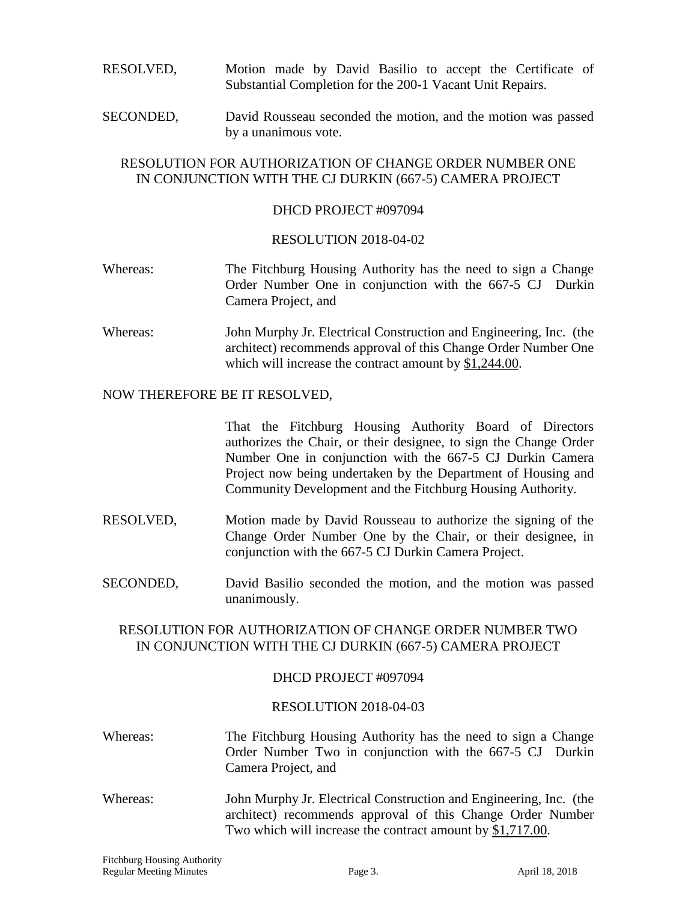RESOLVED, Motion made by David Basilio to accept the Certificate of Substantial Completion for the 200-1 Vacant Unit Repairs.

SECONDED, David Rousseau seconded the motion, and the motion was passed by a unanimous vote.

RESOLUTION FOR AUTHORIZATION OF CHANGE ORDER NUMBER ONE IN CONJUNCTION WITH THE CJ DURKIN (667-5) CAMERA PROJECT

DHCD PROJECT #097094

RESOLUTION 2018-04-02

Whereas: The Fitchburg Housing Authority has the need to sign a Change Order Number One in conjunction with the 667-5 CJ Durkin Camera Project, and

Whereas: John Murphy Jr. Electrical Construction and Engineering, Inc. (the architect) recommends approval of this Change Order Number One which will increase the contract amount by $1,244.00.

NOW THEREFORE BE IT RESOLVED,

That the Fitchburg Housing Authority Board of Directors authorizes the Chair, or their designee, to sign the Change Order Number One in conjunction with the 667-5 CJ Durkin Camera Project now being undertaken by the Department of Housing and Community Development and the Fitchburg Housing Authority.

RESOLVED, Motion made by David Rousseau to authorize the signing of the Change Order Number One by the Chair, or their designee, in conjunction with the 667-5 CJ Durkin Camera Project.

SECONDED, David Basilio seconded the motion, and the motion was passed unanimously.

RESOLUTION FOR AUTHORIZATION OF CHANGE ORDER NUMBER TWO IN CONJUNCTION WITH THE CJ DURKIN (667-5) CAMERA PROJECT

DHCD PROJECT #097094

RESOLUTION 2018-04-03

Whereas: The Fitchburg Housing Authority has the need to sign a Change Order Number Two in conjunction with the 667-5 CJ Durkin Camera Project, and

Whereas: John Murphy Jr. Electrical Construction and Engineering, Inc. (the architect) recommends approval of this Change Order Number Two which will increase the contract amount by $1,717.00.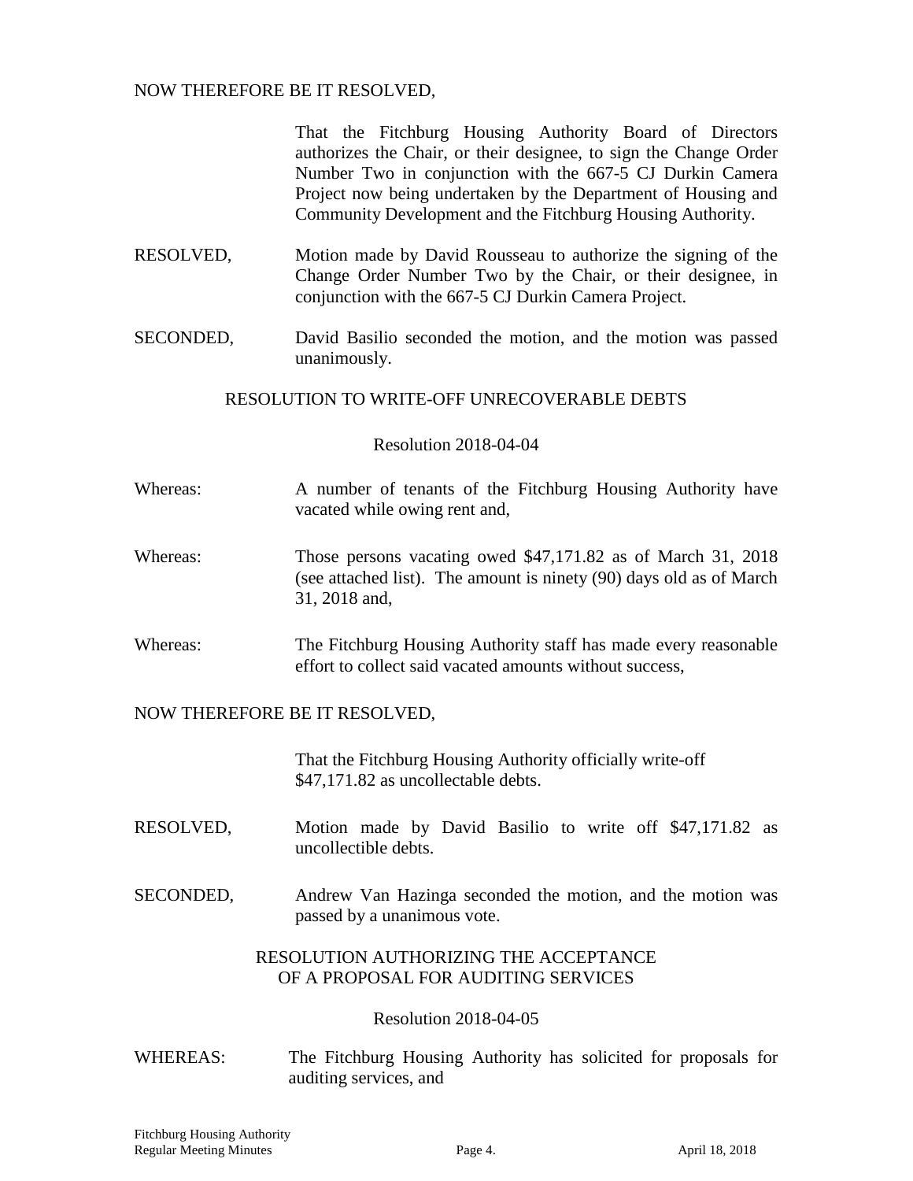NOW THEREFORE BE IT RESOLVED,

That the Fitchburg Housing Authority Board of Directors authorizes the Chair, or their designee, to sign the Change Order Number Two in conjunction with the 667-5 CJ Durkin Camera Project now being undertaken by the Department of Housing and Community Development and the Fitchburg Housing Authority.

RESOLVED, Motion made by David Rousseau to authorize the signing of the Change Order Number Two by the Chair, or their designee, in conjunction with the 667-5 CJ Durkin Camera Project.

SECONDED, David Basilio seconded the motion, and the motion was passed unanimously.

## RESOLUTION TO WRITE-OFF UNRECOVERABLE DEBTS

Resolution 2018-04-04

Whereas: A number of tenants of the Fitchburg Housing Authority have vacated while owing rent and,

Whereas: Those persons vacating owed $47,171.82 as of March 31, 2018 (see attached list). The amount is ninety (90) days old as of March 31, 2018 and,

Whereas: The Fitchburg Housing Authority staff has made every reasonable effort to collect said vacated amounts without success,

NOW THEREFORE BE IT RESOLVED,

That the Fitchburg Housing Authority officially write-off $47,171.82 as uncollectable debts.

RESOLVED, Motion made by David Basilio to write off $47,171.82 as uncollectible debts.

SECONDED, Andrew Van Hazinga seconded the motion, and the motion was passed by a unanimous vote.

## RESOLUTION AUTHORIZING THE ACCEPTANCE OF A PROPOSAL FOR AUDITING SERVICES

Resolution 2018-04-05

WHEREAS: The Fitchburg Housing Authority has solicited for proposals for auditing services, and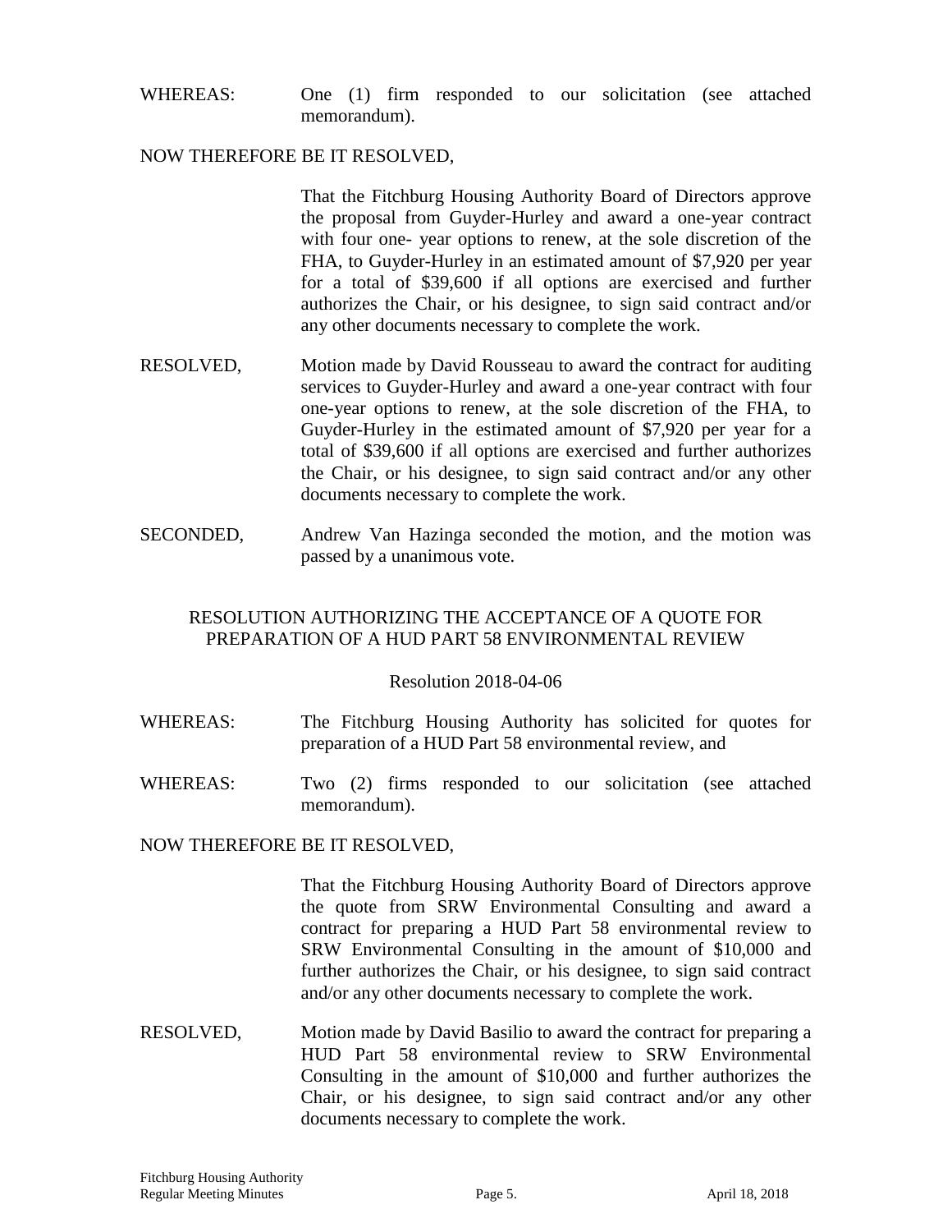WHEREAS: One (1) firm responded to our solicitation (see attached memorandum).

NOW THEREFORE BE IT RESOLVED,

That the Fitchburg Housing Authority Board of Directors approve the proposal from Guyder-Hurley and award a one-year contract with four one- year options to renew, at the sole discretion of the FHA, to Guyder-Hurley in an estimated amount of $7,920 per year for a total of $39,600 if all options are exercised and further authorizes the Chair, or his designee, to sign said contract and/or any other documents necessary to complete the work.

RESOLVED, Motion made by David Rousseau to award the contract for auditing services to Guyder-Hurley and award a one-year contract with four one-year options to renew, at the sole discretion of the FHA, to Guyder-Hurley in the estimated amount of $7,920 per year for a total of $39,600 if all options are exercised and further authorizes the Chair, or his designee, to sign said contract and/or any other documents necessary to complete the work.

SECONDED, Andrew Van Hazinga seconded the motion, and the motion was passed by a unanimous vote.

## RESOLUTION AUTHORIZING THE ACCEPTANCE OF A QUOTE FOR PREPARATION OF A HUD PART 58 ENVIRONMENTAL REVIEW

Resolution 2018-04-06

WHEREAS: The Fitchburg Housing Authority has solicited for quotes for preparation of a HUD Part 58 environmental review, and

WHEREAS: Two (2) firms responded to our solicitation (see attached memorandum).

NOW THEREFORE BE IT RESOLVED,

That the Fitchburg Housing Authority Board of Directors approve the quote from SRW Environmental Consulting and award a contract for preparing a HUD Part 58 environmental review to SRW Environmental Consulting in the amount of $10,000 and further authorizes the Chair, or his designee, to sign said contract and/or any other documents necessary to complete the work.

RESOLVED, Motion made by David Basilio to award the contract for preparing a HUD Part 58 environmental review to SRW Environmental Consulting in the amount of $10,000 and further authorizes the Chair, or his designee, to sign said contract and/or any other documents necessary to complete the work.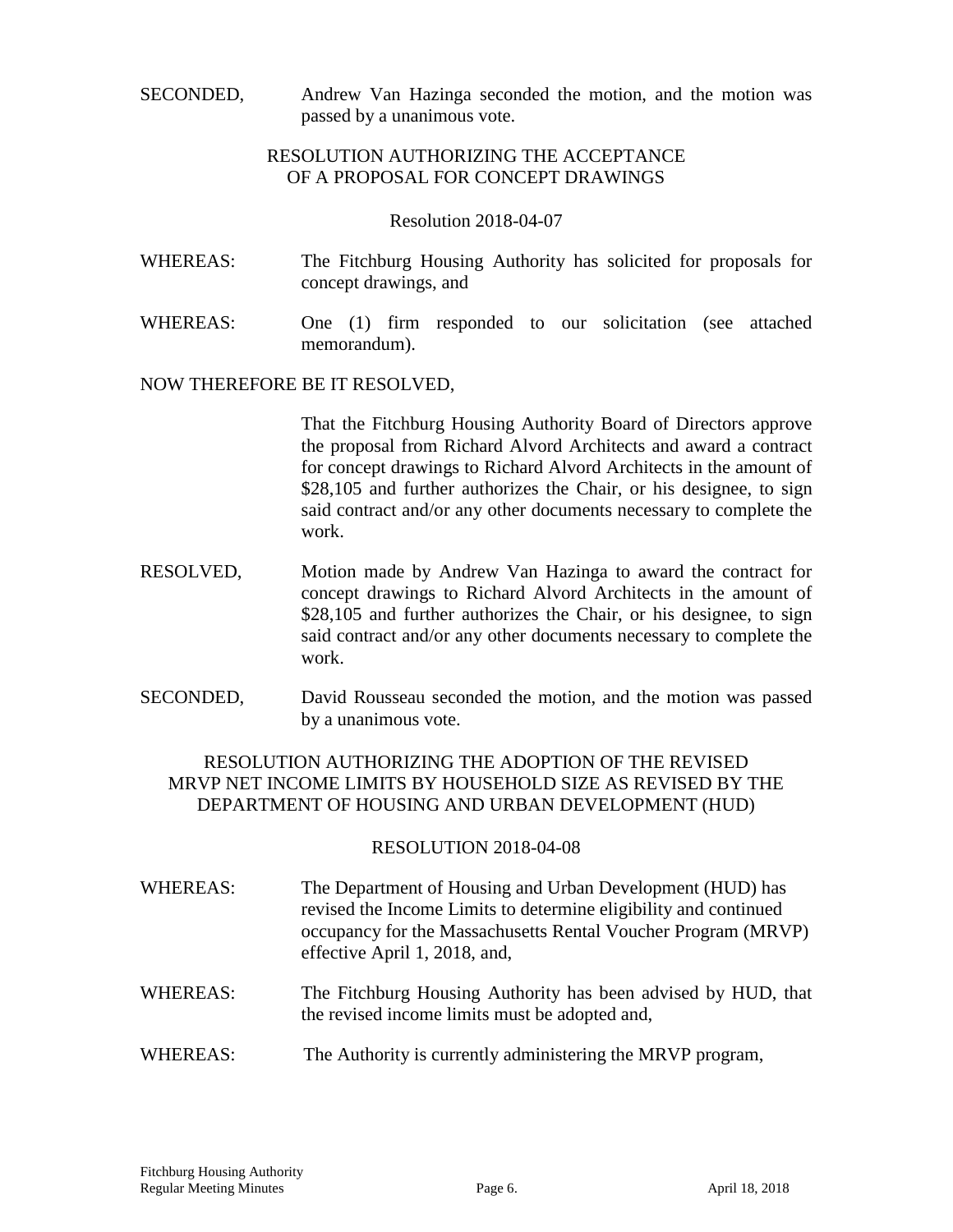SECONDED, Andrew Van Hazinga seconded the motion, and the motion was passed by a unanimous vote.

### RESOLUTION AUTHORIZING THE ACCEPTANCE OF A PROPOSAL FOR CONCEPT DRAWINGS

Resolution 2018-04-07

WHEREAS: The Fitchburg Housing Authority has solicited for proposals for concept drawings, and

WHEREAS: One (1) firm responded to our solicitation (see attached memorandum).

NOW THEREFORE BE IT RESOLVED,

That the Fitchburg Housing Authority Board of Directors approve the proposal from Richard Alvord Architects and award a contract for concept drawings to Richard Alvord Architects in the amount of $28,105 and further authorizes the Chair, or his designee, to sign said contract and/or any other documents necessary to complete the work.

RESOLVED, Motion made by Andrew Van Hazinga to award the contract for concept drawings to Richard Alvord Architects in the amount of $28,105 and further authorizes the Chair, or his designee, to sign said contract and/or any other documents necessary to complete the work.

SECONDED, David Rousseau seconded the motion, and the motion was passed by a unanimous vote.

### RESOLUTION AUTHORIZING THE ADOPTION OF THE REVISED MRVP NET INCOME LIMITS BY HOUSEHOLD SIZE AS REVISED BY THE DEPARTMENT OF HOUSING AND URBAN DEVELOPMENT (HUD)

RESOLUTION 2018-04-08

WHEREAS: The Department of Housing and Urban Development (HUD) has revised the Income Limits to determine eligibility and continued occupancy for the Massachusetts Rental Voucher Program (MRVP) effective April 1, 2018, and,

WHEREAS: The Fitchburg Housing Authority has been advised by HUD, that the revised income limits must be adopted and,

WHEREAS: The Authority is currently administering the MRVP program,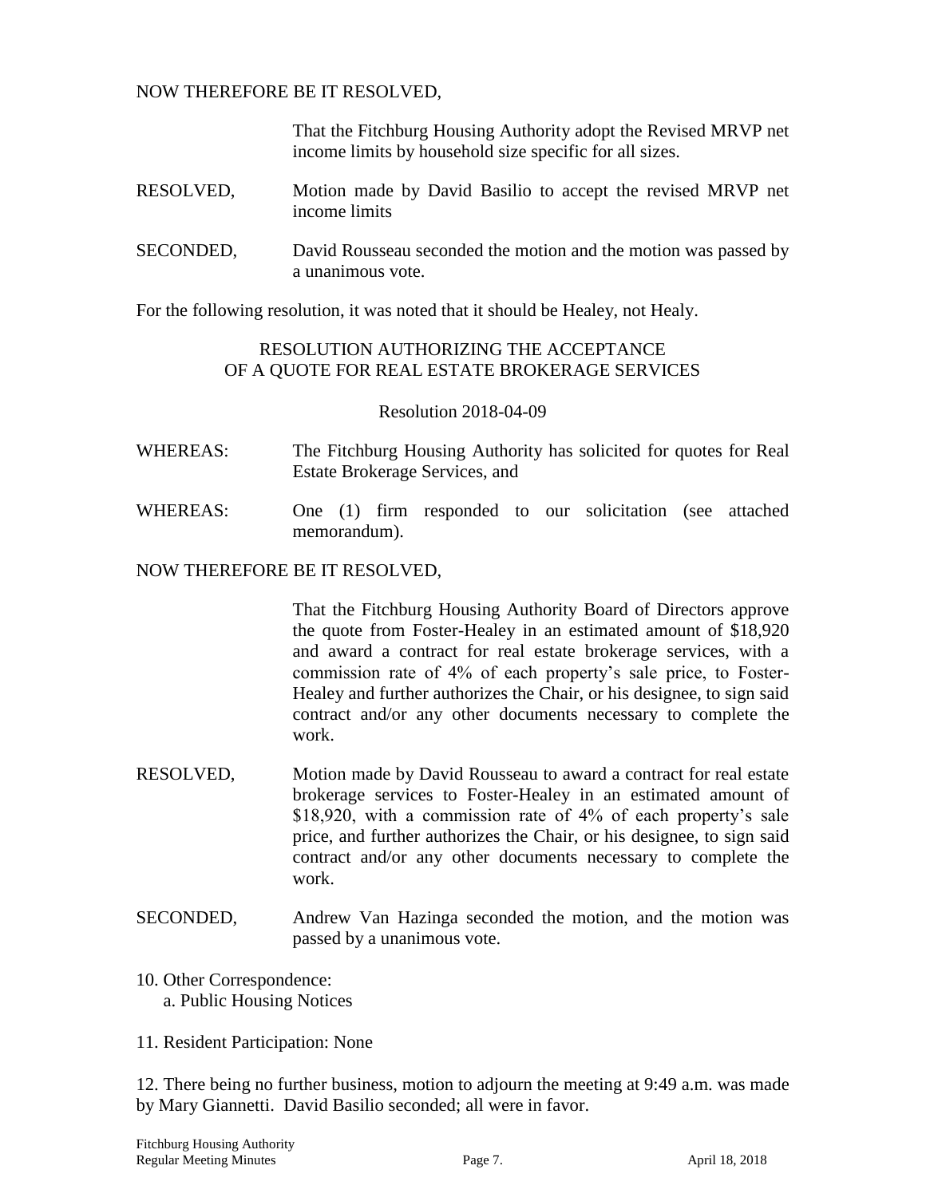NOW THEREFORE BE IT RESOLVED,

That the Fitchburg Housing Authority adopt the Revised MRVP net income limits by household size specific for all sizes.

RESOLVED, Motion made by David Basilio to accept the revised MRVP net income limits

SECONDED, David Rousseau seconded the motion and the motion was passed by a unanimous vote.

For the following resolution, it was noted that it should be Healey, not Healy.

RESOLUTION AUTHORIZING THE ACCEPTANCE OF A QUOTE FOR REAL ESTATE BROKERAGE SERVICES

Resolution 2018-04-09

WHEREAS: The Fitchburg Housing Authority has solicited for quotes for Real Estate Brokerage Services, and

WHEREAS: One (1) firm responded to our solicitation (see attached memorandum).

NOW THEREFORE BE IT RESOLVED,

That the Fitchburg Housing Authority Board of Directors approve the quote from Foster-Healey in an estimated amount of $18,920 and award a contract for real estate brokerage services, with a commission rate of 4% of each property's sale price, to Foster-Healey and further authorizes the Chair, or his designee, to sign said contract and/or any other documents necessary to complete the work.

RESOLVED, Motion made by David Rousseau to award a contract for real estate brokerage services to Foster-Healey in an estimated amount of $18,920, with a commission rate of 4% of each property's sale price, and further authorizes the Chair, or his designee, to sign said contract and/or any other documents necessary to complete the work.

SECONDED, Andrew Van Hazinga seconded the motion, and the motion was passed by a unanimous vote.

10. Other Correspondence:
    a. Public Housing Notices

11. Resident Participation: None

12. There being no further business, motion to adjourn the meeting at 9:49 a.m. was made by Mary Giannetti. David Basilio seconded; all were in favor.